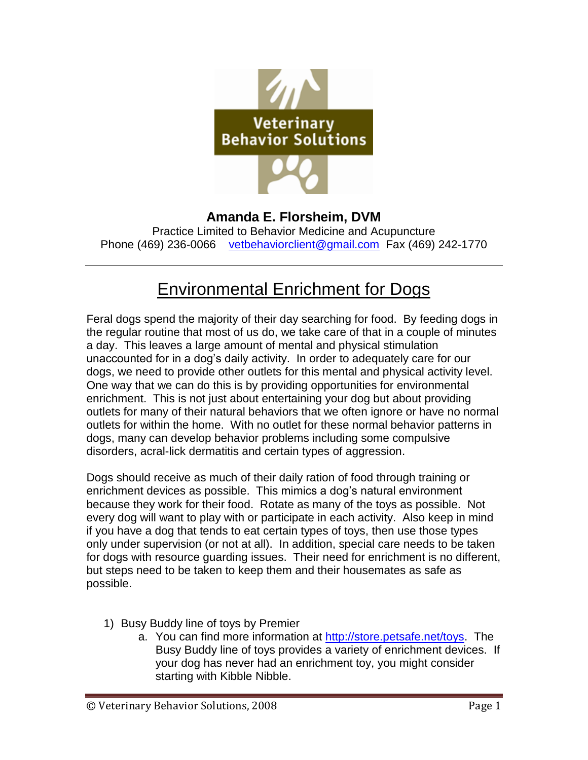Veterinary Behavior Solutions

**Amanda E. Florsheim, DVM**

Practice Limited to Behavior Medicine and Acupuncture

Phone (469) 236-0066 vetbehaviorclient@gmail.com Fax (469) 242-1770

---

# Environmental Enrichment for Dogs

Feral dogs spend the majority of their day searching for food. By feeding dogs in the regular routine that most of us do, we take care of that in a couple of minutes a day. This leaves a large amount of mental and physical stimulation unaccounted for in a dog's daily activity. In order to adequately care for our dogs, we need to provide other outlets for this mental and physical activity level. One way that we can do this is by providing opportunities for environmental enrichment. This is not just about entertaining your dog but about providing outlets for many of their natural behaviors that we often ignore or have no normal outlets for within the home. With no outlet for these normal behavior patterns in dogs, many can develop behavior problems including some compulsive disorders, acral-lick dermatitis and certain types of aggression.

Dogs should receive as much of their daily ration of food through training or enrichment devices as possible. This mimics a dog's natural environment because they work for their food. Rotate as many of the toys as possible. Not every dog will want to play with or participate in each activity. Also keep in mind if you have a dog that tends to eat certain types of toys, then use those types only under supervision (or not at all). In addition, special care needs to be taken for dogs with resource guarding issues. Their need for enrichment is no different, but steps need to be taken to keep them and their housemates as safe as possible.

1) Busy Buddy line of toys by Premier
   a. You can find more information at http://store.petsafe.net/toys. The Busy Buddy line of toys provides a variety of enrichment devices. If your dog has never had an enrichment toy, you might consider starting with Kibble Nibble.

© Veterinary Behavior Solutions, 2008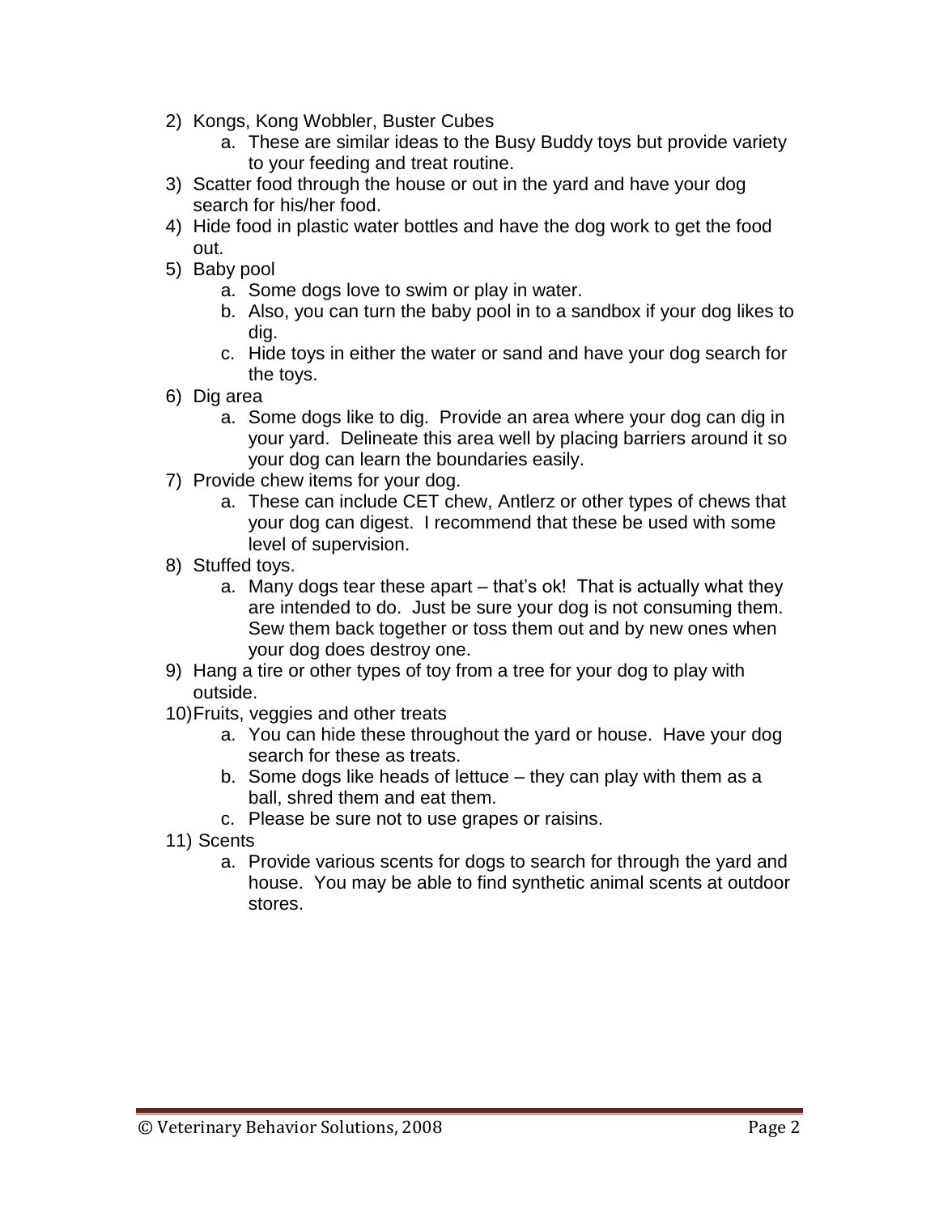2) Kongs, Kong Wobbler, Buster Cubes
   a. These are similar ideas to the Busy Buddy toys but provide variety to your feeding and treat routine.
3) Scatter food through the house or out in the yard and have your dog search for his/her food.
4) Hide food in plastic water bottles and have the dog work to get the food out.
5) Baby pool
   a. Some dogs love to swim or play in water.
   b. Also, you can turn the baby pool in to a sandbox if your dog likes to dig.
   c. Hide toys in either the water or sand and have your dog search for the toys.
6) Dig area
   a. Some dogs like to dig. Provide an area where your dog can dig in your yard. Delineate this area well by placing barriers around it so your dog can learn the boundaries easily.
7) Provide chew items for your dog.
   a. These can include CET chew, Antlerz or other types of chews that your dog can digest. I recommend that these be used with some level of supervision.
8) Stuffed toys.
   a. Many dogs tear these apart – that's ok! That is actually what they are intended to do. Just be sure your dog is not consuming them. Sew them back together or toss them out and by new ones when your dog does destroy one.
9) Hang a tire or other types of toy from a tree for your dog to play with outside.
10) Fruits, veggies and other treats
   a. You can hide these throughout the yard or house. Have your dog search for these as treats.
   b. Some dogs like heads of lettuce – they can play with them as a ball, shred them and eat them.
   c. Please be sure not to use grapes or raisins.
11) Scents
   a. Provide various scents for dogs to search for through the yard and house. You may be able to find synthetic animal scents at outdoor stores.

© Veterinary Behavior Solutions, 2008